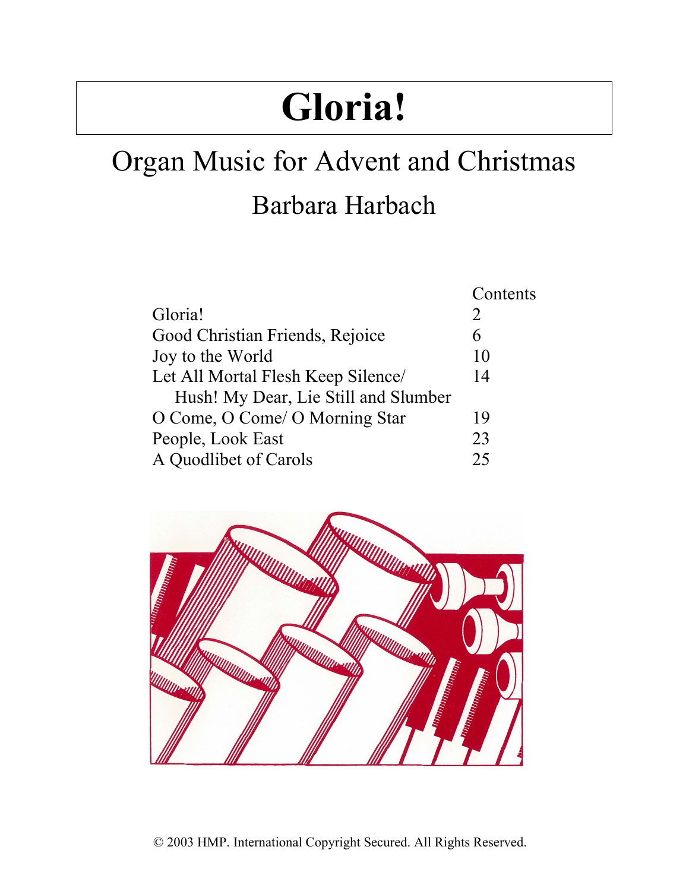# Gloria!

## Organ Music for Advent and Christmas

## Barbara Harbach

| | Contents |
|---|---|
| Gloria! | 2 |
| Good Christian Friends, Rejoice | 6 |
| Joy to the World | 10 |
| Let All Mortal Flesh Keep Silence/ Hush! My Dear, Lie Still and Slumber | 14 |
| O Come, O Come/ O Morning Star | 19 |
| People, Look East | 23 |
| A Quodlibet of Carols | 25 |

© 2003 HMP. International Copyright Secured. All Rights Reserved.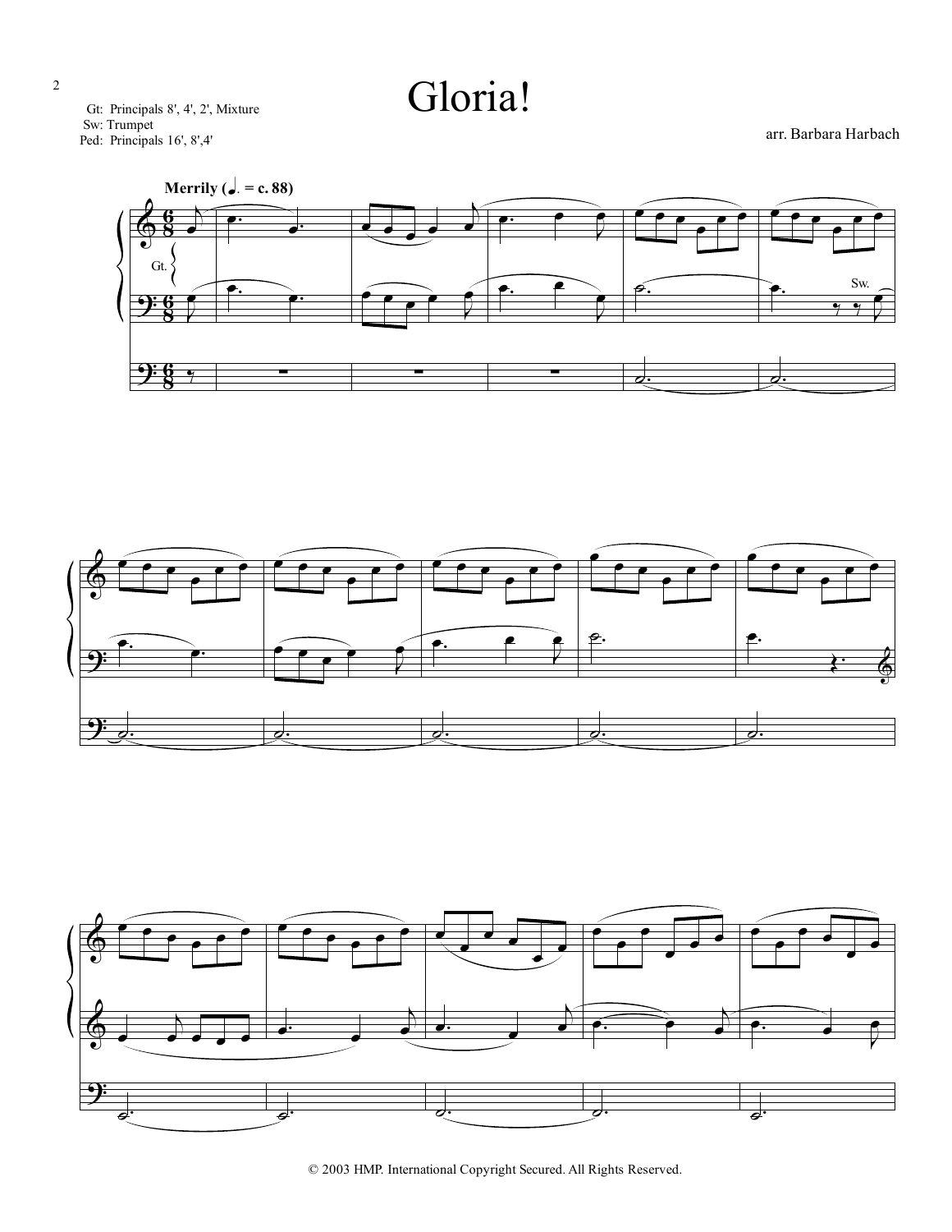Gt: Principals 8', 4', 2', Mixture
Sw: Trumpet
Ped: Principals 16', 8',4'

# Gloria!

arr. Barbara Harbach

**Merrily** (♩. = c. 88)

Gt.

Sw.

© 2003 HMP. International Copyright Secured. All Rights Reserved.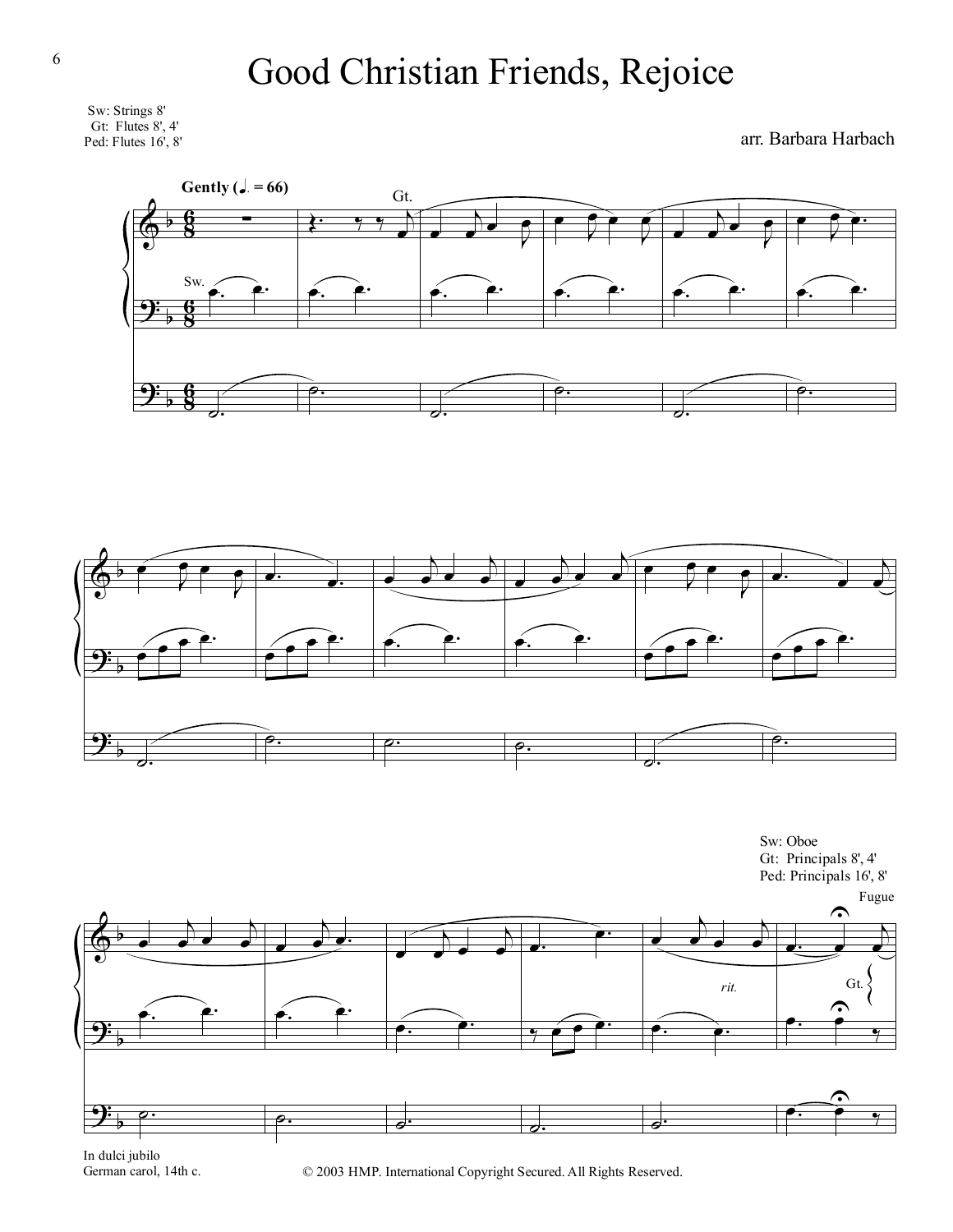# Good Christian Friends, Rejoice

Sw: Strings 8'
Gt: Flutes 8', 4'
Ped: Flutes 16', 8'

arr. Barbara Harbach

**Gently** (♩. = 66)

Sw: Oboe
Gt: Principals 8', 4'
Ped: Principals 16', 8'

Fugue

In dulci jubilo
German carol, 14th c.

© 2003 HMP. International Copyright Secured. All Rights Reserved.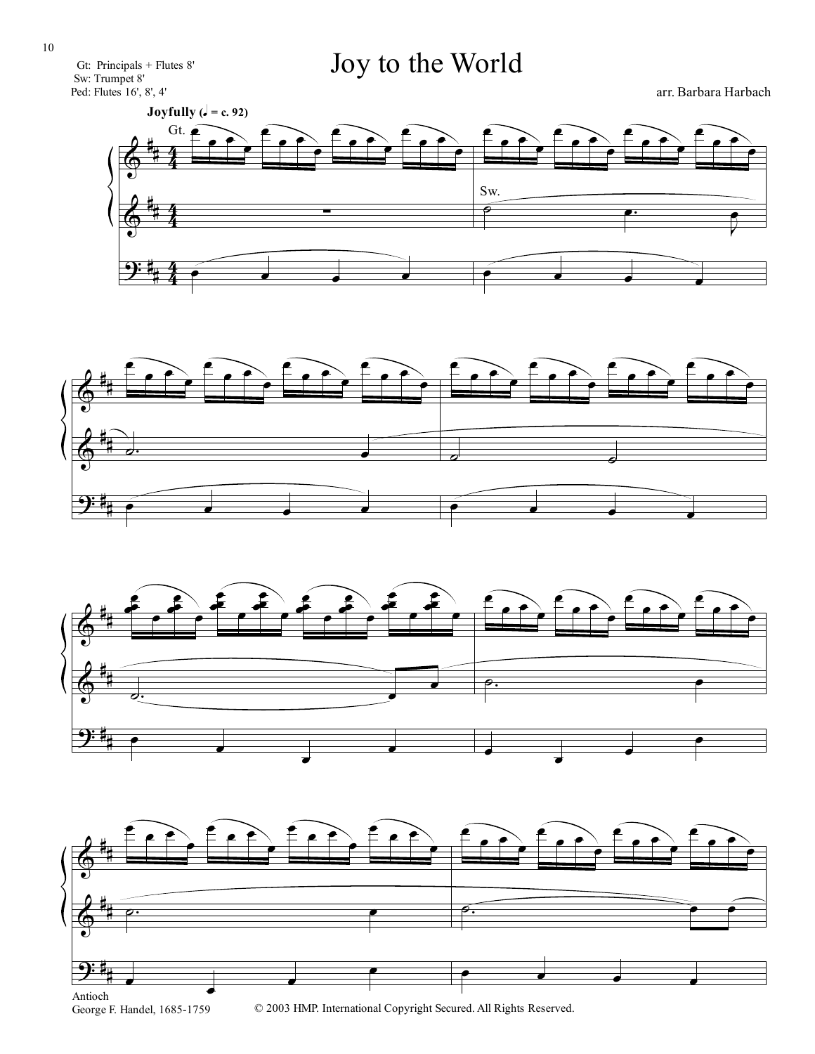# Joy to the World

Gt: Principals + Flutes 8'
Sw: Trumpet 8'
Ped: Flutes 16', 8', 4'

arr. Barbara Harbach

**Joyfully** (♩ = c. 92)

Gt.

Sw.

Antioch
George F. Handel, 1685-1759

© 2003 HMP. International Copyright Secured. All Rights Reserved.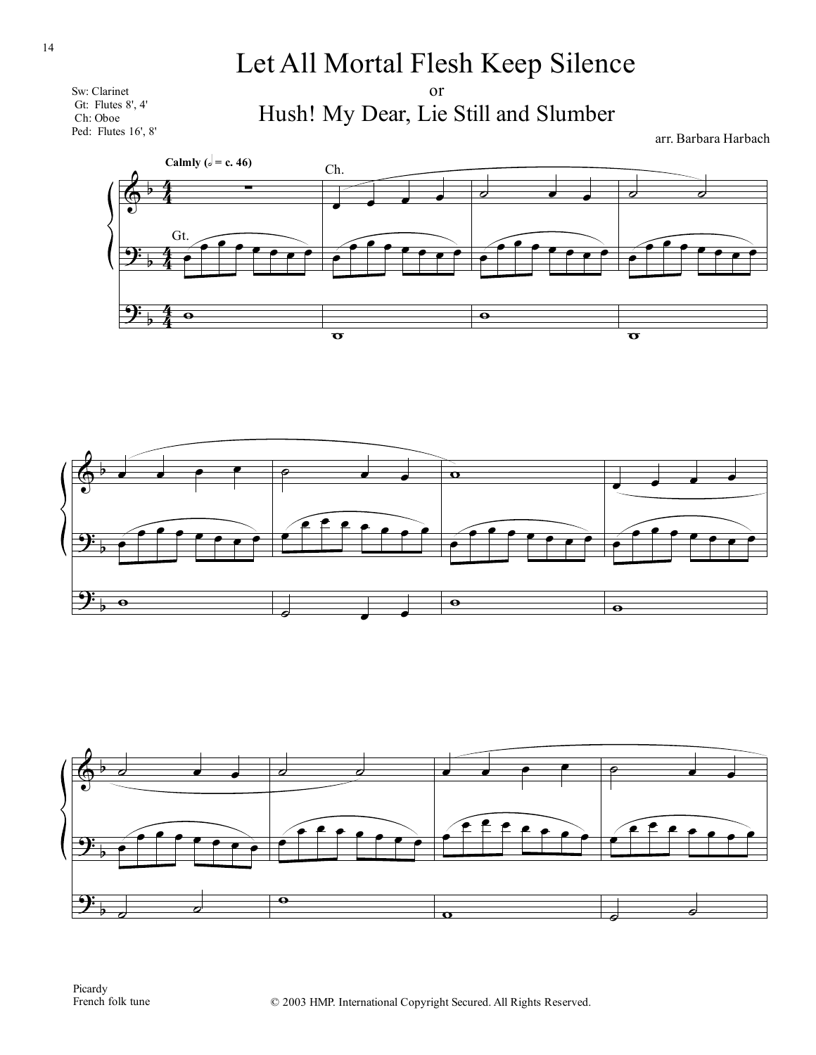# Let All Mortal Flesh Keep Silence

or

## Hush! My Dear, Lie Still and Slumber

Sw: Clarinet
Gt: Flutes 8', 4'
Ch: Oboe
Ped: Flutes 16', 8'

arr. Barbara Harbach

Picardy
French folk tune

© 2003 HMP. International Copyright Secured. All Rights Reserved.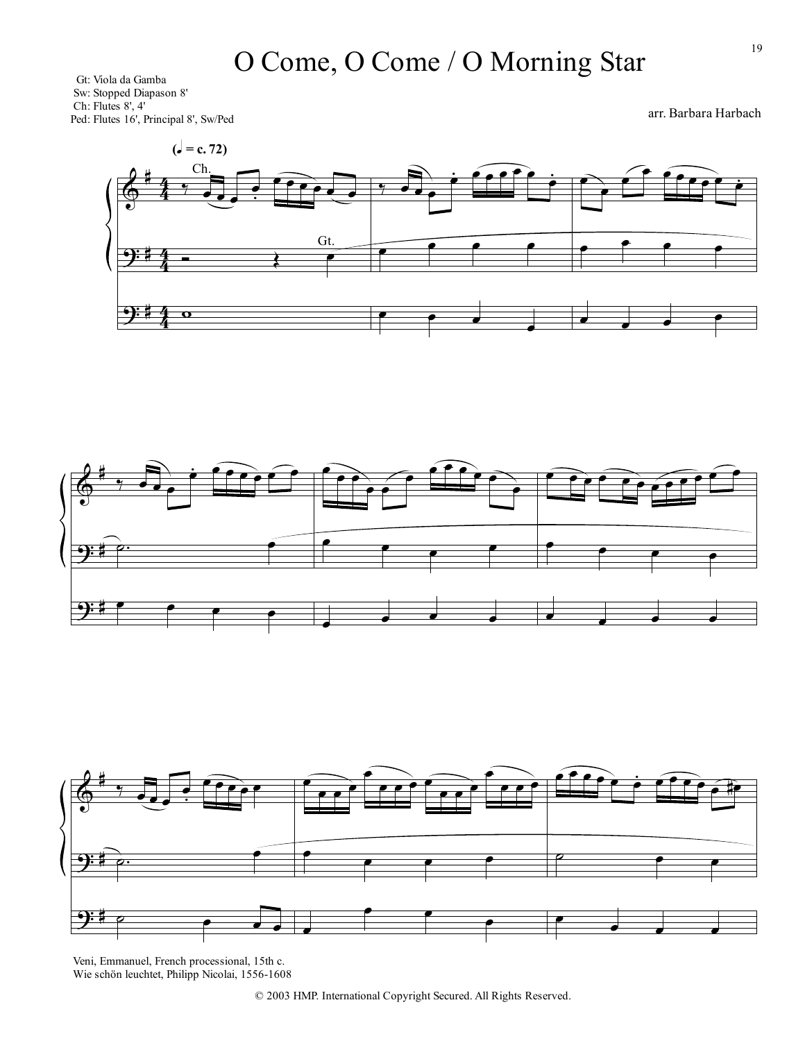# O Come, O Come / O Morning Star

Gt: Viola da Gamba
Sw: Stopped Diapason 8'
Ch: Flutes 8', 4'
Ped: Flutes 16', Principal 8', Sw/Ped

arr. Barbara Harbach

Veni, Emmanuel, French processional, 15th c.
Wie schön leuchtet, Philipp Nicolai, 1556-1608

© 2003 HMP. International Copyright Secured. All Rights Reserved.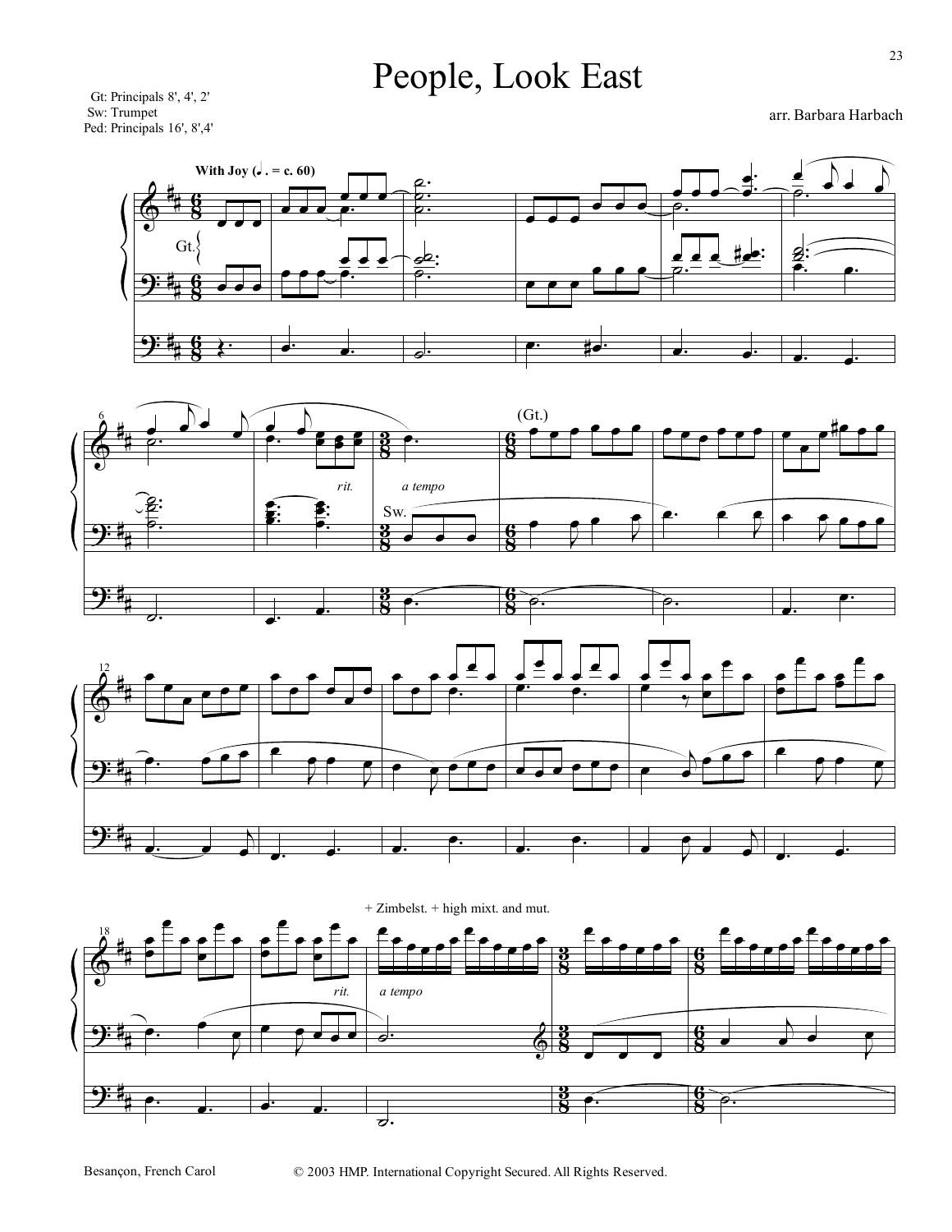# People, Look East

Gt: Principals 8', 4', 2'
Sw: Trumpet
Ped: Principals 16', 8',4'

arr. Barbara Harbach

Besançon, French Carol

© 2003 HMP. International Copyright Secured. All Rights Reserved.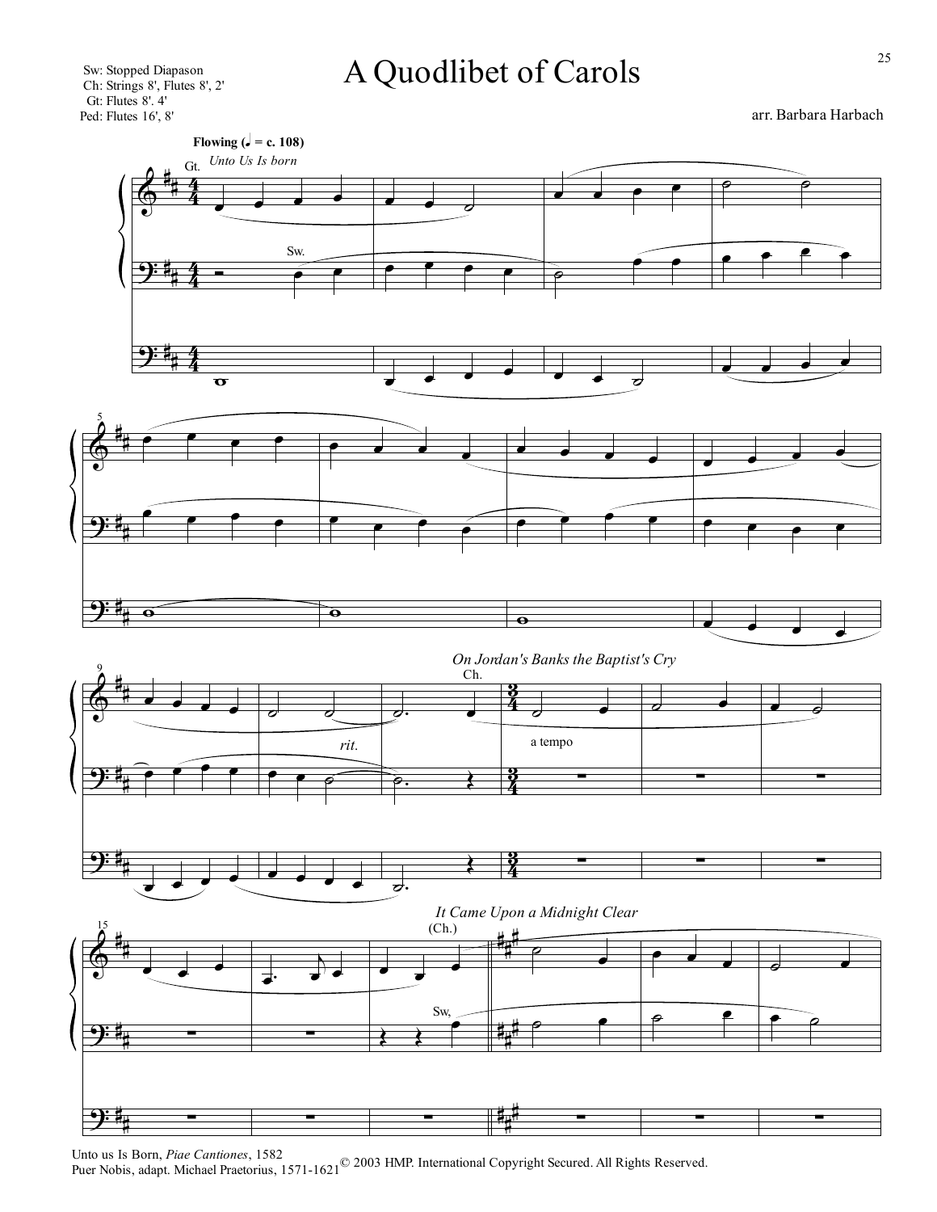Sw: Stopped Diapason
Ch: Strings 8', Flutes 8', 2'
Gt: Flutes 8'. 4'
Ped: Flutes 16', 8'

# A Quodlibet of Carols

arr. Barbara Harbach

**Flowing (♩ = c. 108)**

*Unto Us Is born*

*On Jordan's Banks the Baptist's Cry*

*It Came Upon a Midnight Clear*

Unto us Is Born, *Piae Cantiones*, 1582
Puer Nobis, adapt. Michael Praetorius, 1571-1621

© 2003 HMP. International Copyright Secured. All Rights Reserved.